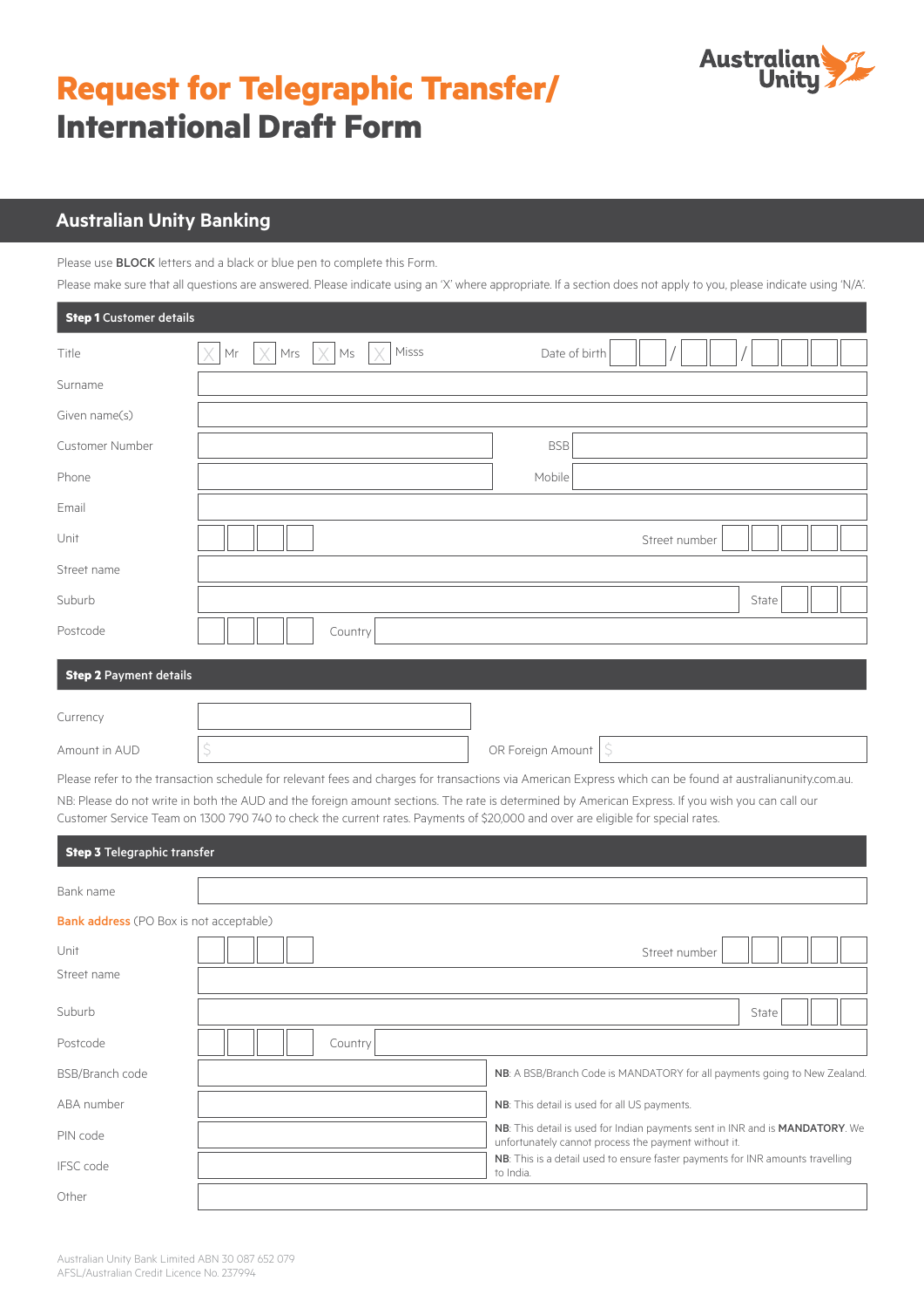# Request for Telegraphic Transfer/ International Draft Form

## Australian Unity Banking

Please use **BLOCK** letters and a black or blue pen to complete this Form.

Please make sure that all questions are answered. Please indicate using an 'X' where appropriate. If a section does not apply to you, please indicate using 'N/A'.

### Step 1 Customer details

| | | | |
|---|---|---|---|
| Title | ☐ Mr ☐ Mrs ☐ Ms ☐ Misss | Date of birth | __ __ / __ __ / __ __ __ __ |
| Surname | | | |
| Given name(s) | | | |
| Customer Number | | BSB | |
| Phone | | Mobile | |
| Email | | | |
| Unit | | Street number | |
| Street name | | | |
| Suburb | | State | |
| Postcode | | Country | |

### Step 2 Payment details

| | | | |
|---|---|---|---|
| Currency | | | |
| Amount in AUD | $ | OR Foreign Amount | $ |

Please refer to the transaction schedule for relevant fees and charges for transactions via American Express which can be found at australianunity.com.au.

NB: Please do not write in both the AUD and the foreign amount sections. The rate is determined by American Express. If you wish you can call our Customer Service Team on 1300 790 740 to check the current rates. Payments of $20,000 and over are eligible for special rates.

### Step 3 Telegraphic transfer

| | |
|---|---|
| Bank name | |

**Bank address** (PO Box is not acceptable)

| | | | |
|---|---|---|---|
| Unit | | Street number | |
| Street name | | | |
| Suburb | | State | |
| Postcode | | Country | |
| BSB/Branch code | | **NB**: A BSB/Branch Code is MANDATORY for all payments going to New Zealand. | |
| ABA number | | **NB**: This detail is used for all US payments. | |
| PIN code | | **NB**: This detail is used for Indian payments sent in INR and is **MANDATORY**. We unfortunately cannot process the payment without it. | |
| IFSC code | | **NB**: This is a detail used to ensure faster payments for INR amounts travelling to India. | |
| Other | | | |

Australian Unity Bank Limited ABN 30 087 652 079
AFSL/Australian Credit Licence No. 237994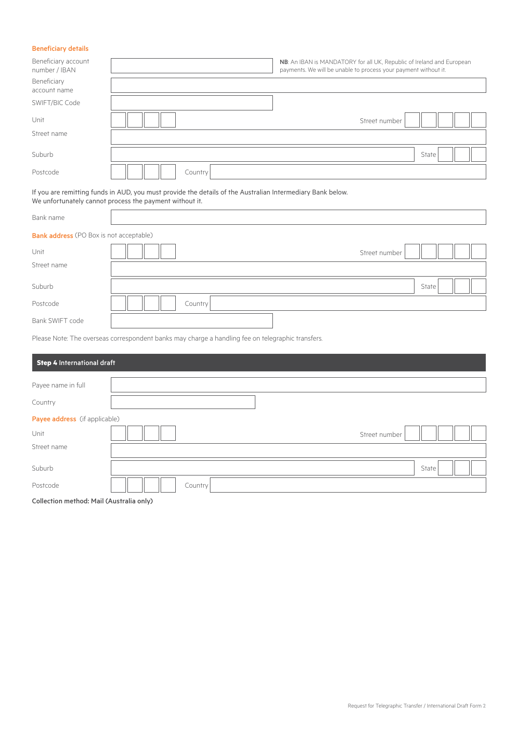### Beneficiary details

Beneficiary account number / IBAN

**NB**: An IBAN is MANDATORY for all UK, Republic of Ireland and European payments. We will be unable to process your payment without it.

Beneficiary account name

SWIFT/BIC Code

Unit | Street number

Street name

Suburb | State

Postcode | Country

If you are remitting funds in AUD, you must provide the details of the Australian Intermediary Bank below. We unfortunately cannot process the payment without it.

Bank name

**Bank address** (PO Box is not acceptable)

Unit | Street number

Street name

Suburb | State

Postcode | Country

Bank SWIFT code

Please Note: The overseas correspondent banks may charge a handling fee on telegraphic transfers.

## Step 4 International draft

Payee name in full

Country

**Payee address** (if applicable)

Unit | Street number

Street name

Suburb | State

Postcode | Country

**Collection method: Mail (Australia only)**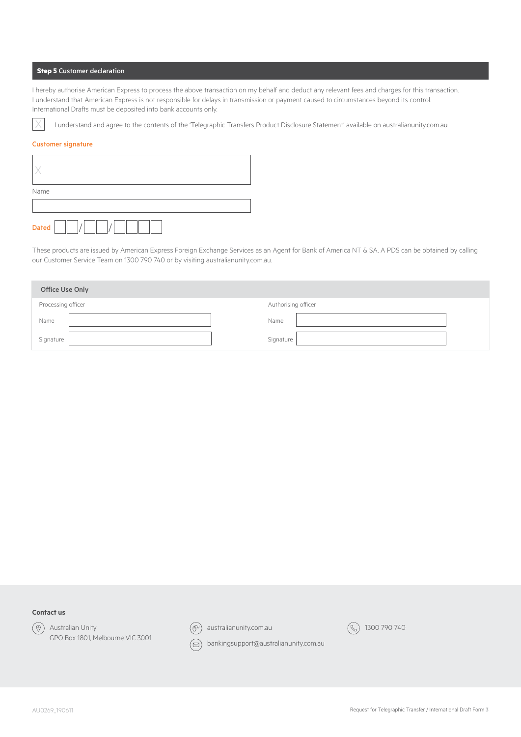## **Step 5** Customer declaration

I hereby authorise American Express to process the above transaction on my behalf and deduct any relevant fees and charges for this transaction. I understand that American Express is not responsible for delays in transmission or payment caused to circumstances beyond its control. International Drafts must be deposited into bank accounts only.

☐ I understand and agree to the contents of the 'Telegraphic Transfers Product Disclosure Statement' available on australianunity.com.au.

**Customer signature**

X

Name

Dated ☐☐/☐☐/☐☐☐☐

These products are issued by American Express Foreign Exchange Services as an Agent for Bank of America NT & SA. A PDS can be obtained by calling our Customer Service Team on 1300 790 740 or by visiting australianunity.com.au.

### Office Use Only

| Processing officer | | Authorising officer | |
|---|---|---|---|
| Name | | Name | |
| Signature | | Signature | |

**Contact us**

Australian Unity
GPO Box 1801, Melbourne VIC 3001

australianunity.com.au

bankingsupport@australianunity.com.au

1300 790 740

AU0269_190611